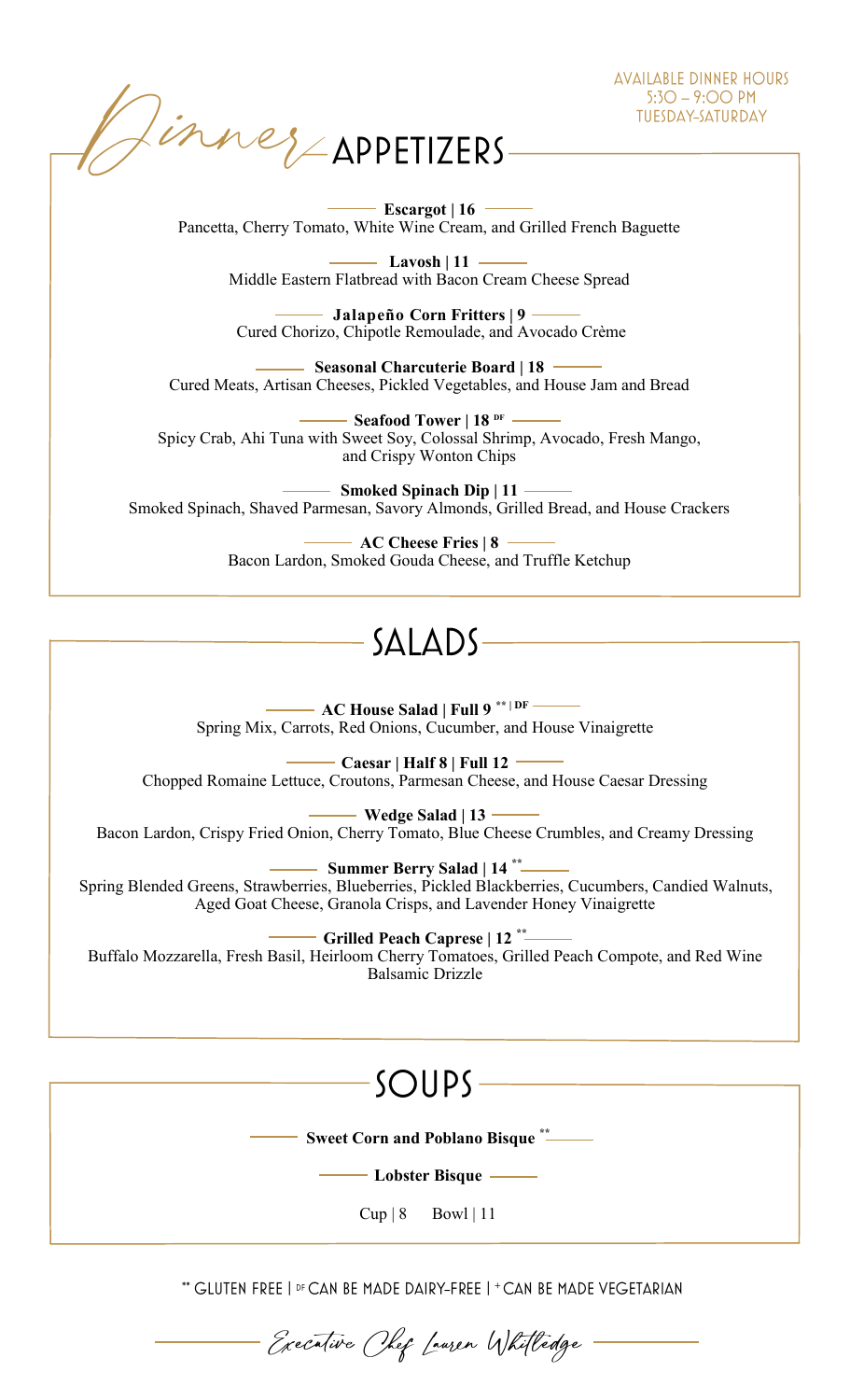AVAILABLE DINNER HOURS
5:30 – 9:00 PM
TUESDAY-SATURDAY

# *Dinner* APPETIZERS

**Escargot | 16**
Pancetta, Cherry Tomato, White Wine Cream, and Grilled French Baguette

**Lavosh | 11**
Middle Eastern Flatbread with Bacon Cream Cheese Spread

**Jalapeño Corn Fritters | 9**
Cured Chorizo, Chipotle Remoulade, and Avocado Crème

**Seasonal Charcuterie Board | 18**
Cured Meats, Artisan Cheeses, Pickled Vegetables, and House Jam and Bread

**Seafood Tower | 18** DF
Spicy Crab, Ahi Tuna with Sweet Soy, Colossal Shrimp, Avocado, Fresh Mango, and Crispy Wonton Chips

**Smoked Spinach Dip | 11**
Smoked Spinach, Shaved Parmesan, Savory Almonds, Grilled Bread, and House Crackers

**AC Cheese Fries | 8**
Bacon Lardon, Smoked Gouda Cheese, and Truffle Ketchup

## SALADS

**AC House Salad | Full 9** ** | DF
Spring Mix, Carrots, Red Onions, Cucumber, and House Vinaigrette

**Caesar | Half 8 | Full 12**
Chopped Romaine Lettuce, Croutons, Parmesan Cheese, and House Caesar Dressing

**Wedge Salad | 13**
Bacon Lardon, Crispy Fried Onion, Cherry Tomato, Blue Cheese Crumbles, and Creamy Dressing

**Summer Berry Salad | 14** **
Spring Blended Greens, Strawberries, Blueberries, Pickled Blackberries, Cucumbers, Candied Walnuts, Aged Goat Cheese, Granola Crisps, and Lavender Honey Vinaigrette

**Grilled Peach Caprese | 12** **
Buffalo Mozzarella, Fresh Basil, Heirloom Cherry Tomatoes, Grilled Peach Compote, and Red Wine Balsamic Drizzle

## SOUPS

**Sweet Corn and Poblano Bisque** **

**Lobster Bisque**

Cup | 8 Bowl | 11

** GLUTEN FREE | DF CAN BE MADE DAIRY-FREE | + CAN BE MADE VEGETARIAN

*Executive Chef Lauren Whitledge*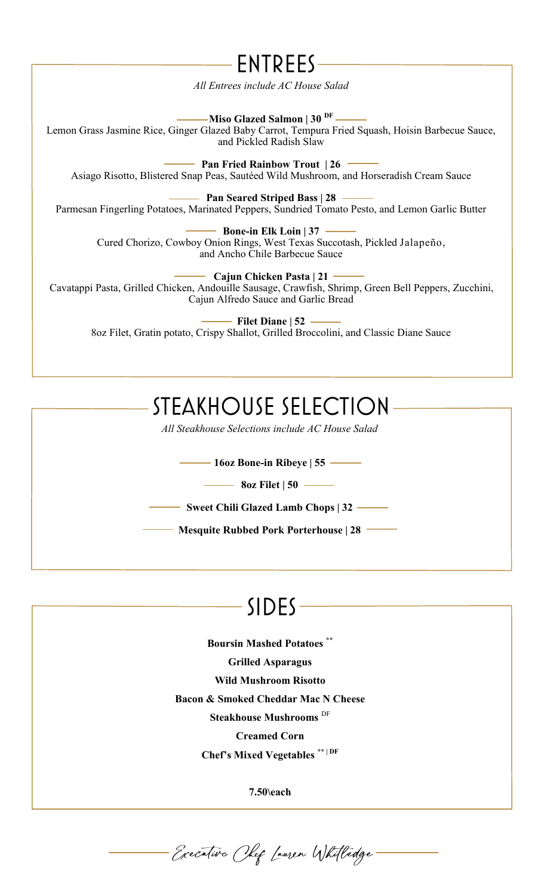# ENTREES

*All Entrees include AC House Salad*

**Miso Glazed Salmon | 30** DF
Lemon Grass Jasmine Rice, Ginger Glazed Baby Carrot, Tempura Fried Squash, Hoisin Barbecue Sauce, and Pickled Radish Slaw

**Pan Fried Rainbow Trout | 26**
Asiago Risotto, Blistered Snap Peas, Sautéed Wild Mushroom, and Horseradish Cream Sauce

**Pan Seared Striped Bass | 28**
Parmesan Fingerling Potatoes, Marinated Peppers, Sundried Tomato Pesto, and Lemon Garlic Butter

**Bone-in Elk Loin | 37**
Cured Chorizo, Cowboy Onion Rings, West Texas Succotash, Pickled Jalapeño, and Ancho Chile Barbecue Sauce

**Cajun Chicken Pasta | 21**
Cavatappi Pasta, Grilled Chicken, Andouille Sausage, Crawfish, Shrimp, Green Bell Peppers, Zucchini, Cajun Alfredo Sauce and Garlic Bread

**Filet Diane | 52**
8oz Filet, Gratin potato, Crispy Shallot, Grilled Broccolini, and Classic Diane Sauce

# STEAKHOUSE SELECTION

*All Steakhouse Selections include AC House Salad*

**16oz Bone-in Ribeye | 55**

**8oz Filet | 50**

**Sweet Chili Glazed Lamb Chops | 32**

**Mesquite Rubbed Pork Porterhouse | 28**

# SIDES

**Boursin Mashed Potatoes** **

**Grilled Asparagus**

**Wild Mushroom Risotto**

**Bacon & Smoked Cheddar Mac N Cheese**

**Steakhouse Mushrooms** DF

**Creamed Corn**

**Chef's Mixed Vegetables** ** | DF

**7.50\each**

*Executive Chef Lauren Whitledge*